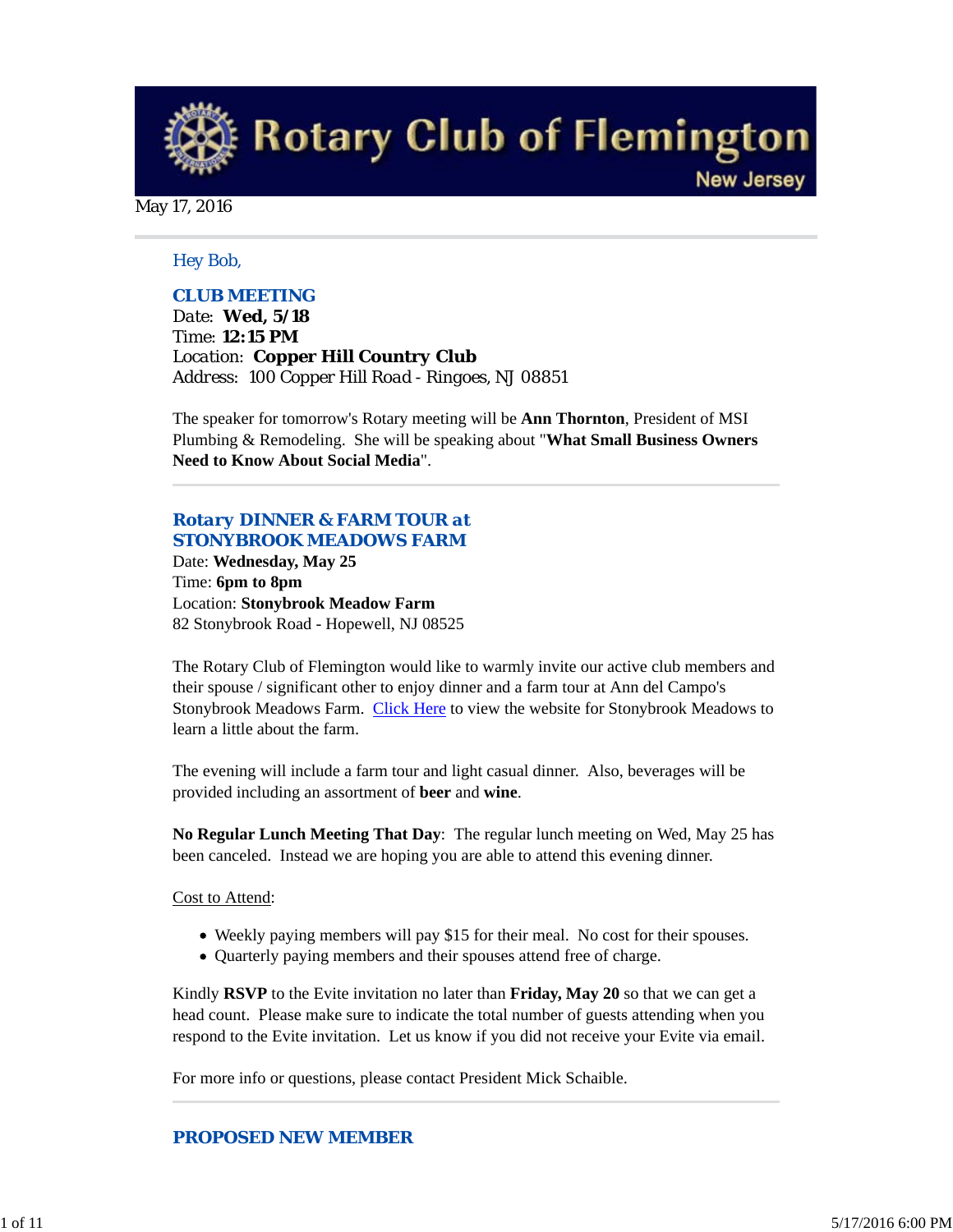# Rotary Club of Flemington

New Jersey

May 17, 2016

Hey Bob,

## CLUB MEETING

Date: **Wed, 5/18**
Time: **12:15 PM**
Location: **Copper Hill Country Club**
Address: 100 Copper Hill Road - Ringoes, NJ 08851

The speaker for tomorrow's Rotary meeting will be **Ann Thornton**, President of MSI Plumbing & Remodeling. She will be speaking about "**What Small Business Owners Need to Know About Social Media**".

## Rotary DINNER & FARM TOUR at STONYBROOK MEADOWS FARM

Date: **Wednesday, May 25**
Time: **6pm to 8pm**
Location: **Stonybrook Meadow Farm**
82 Stonybrook Road - Hopewell, NJ 08525

The Rotary Club of Flemington would like to warmly invite our active club members and their spouse / significant other to enjoy dinner and a farm tour at Ann del Campo's Stonybrook Meadows Farm. Click Here to view the website for Stonybrook Meadows to learn a little about the farm.

The evening will include a farm tour and light casual dinner. Also, beverages will be provided including an assortment of **beer** and **wine**.

**No Regular Lunch Meeting That Day**: The regular lunch meeting on Wed, May 25 has been canceled. Instead we are hoping you are able to attend this evening dinner.

Cost to Attend:

- Weekly paying members will pay $15 for their meal. No cost for their spouses.
- Quarterly paying members and their spouses attend free of charge.

Kindly **RSVP** to the Evite invitation no later than **Friday, May 20** so that we can get a head count. Please make sure to indicate the total number of guests attending when you respond to the Evite invitation. Let us know if you did not receive your Evite via email.

For more info or questions, please contact President Mick Schaible.

## PROPOSED NEW MEMBER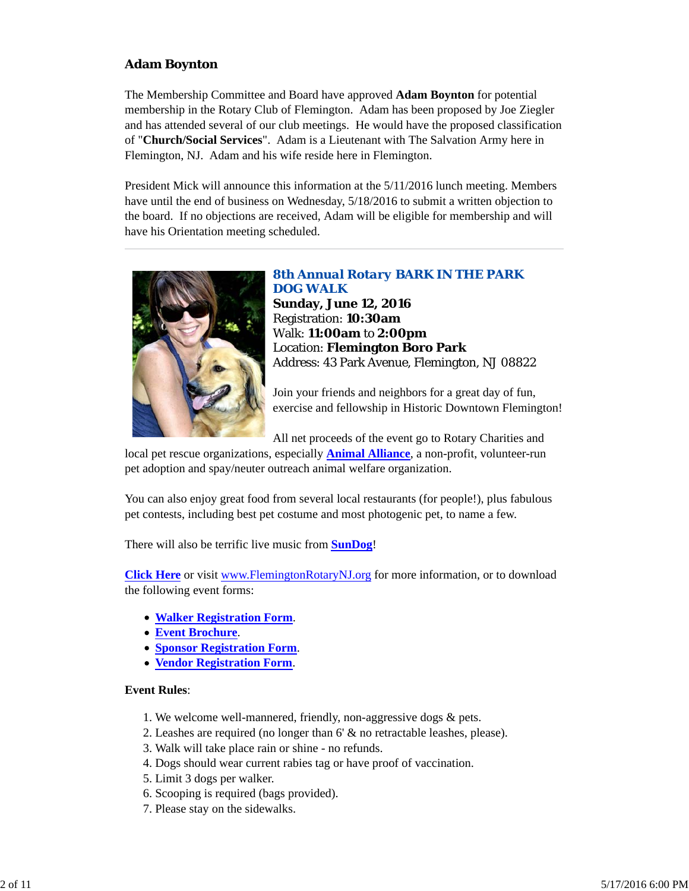### Adam Boynton

The Membership Committee and Board have approved **Adam Boynton** for potential membership in the Rotary Club of Flemington. Adam has been proposed by Joe Ziegler and has attended several of our club meetings. He would have the proposed classification of "**Church/Social Services**". Adam is a Lieutenant with The Salvation Army here in Flemington, NJ. Adam and his wife reside here in Flemington.

President Mick will announce this information at the 5/11/2016 lunch meeting. Members have until the end of business on Wednesday, 5/18/2016 to submit a written objection to the board. If no objections are received, Adam will be eligible for membership and will have his Orientation meeting scheduled.

---

### 8th Annual Rotary BARK IN THE PARK DOG WALK

**Sunday, June 12, 2016**
Registration: **10:30am**
Walk: **11:00am** to **2:00pm**
Location: **Flemington Boro Park**
Address: 43 Park Avenue, Flemington, NJ 08822

Join your friends and neighbors for a great day of fun, exercise and fellowship in Historic Downtown Flemington!

All net proceeds of the event go to Rotary Charities and local pet rescue organizations, especially **Animal Alliance**, a non-profit, volunteer-run pet adoption and spay/neuter outreach animal welfare organization.

You can also enjoy great food from several local restaurants (for people!), plus fabulous pet contests, including best pet costume and most photogenic pet, to name a few.

There will also be terrific live music from **SunDog**!

**Click Here** or visit www.FlemingtonRotaryNJ.org for more information, or to download the following event forms:

- **Walker Registration Form**.
- **Event Brochure**.
- **Sponsor Registration Form**.
- **Vendor Registration Form**.

**Event Rules**:

1. We welcome well-mannered, friendly, non-aggressive dogs & pets.
2. Leashes are required (no longer than 6' & no retractable leashes, please).
3. Walk will take place rain or shine - no refunds.
4. Dogs should wear current rabies tag or have proof of vaccination.
5. Limit 3 dogs per walker.
6. Scooping is required (bags provided).
7. Please stay on the sidewalks.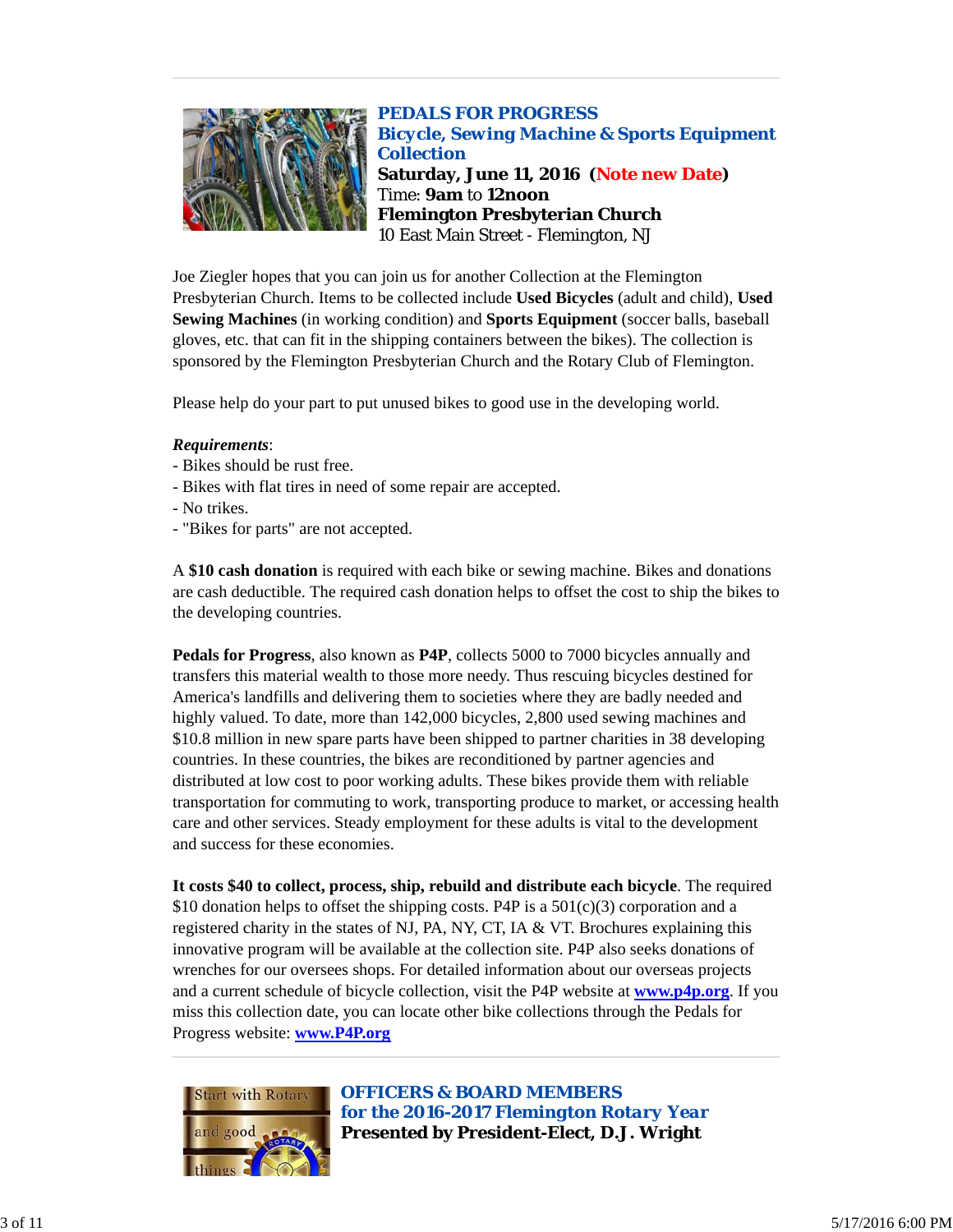## PEDALS FOR PROGRESS
## Bicycle, Sewing Machine & Sports Equipment Collection

**Saturday, June 11, 2016 (Note new Date)**
Time: **9am** to **12noon**
**Flemington Presbyterian Church**
10 East Main Street - Flemington, NJ

Joe Ziegler hopes that you can join us for another Collection at the Flemington Presbyterian Church. Items to be collected include **Used Bicycles** (adult and child), **Used Sewing Machines** (in working condition) and **Sports Equipment** (soccer balls, baseball gloves, etc. that can fit in the shipping containers between the bikes). The collection is sponsored by the Flemington Presbyterian Church and the Rotary Club of Flemington.

Please help do your part to put unused bikes to good use in the developing world.

***Requirements***:
- Bikes should be rust free.
- Bikes with flat tires in need of some repair are accepted.
- No trikes.
- "Bikes for parts" are not accepted.

A **$10 cash donation** is required with each bike or sewing machine. Bikes and donations are cash deductible. The required cash donation helps to offset the cost to ship the bikes to the developing countries.

**Pedals for Progress**, also known as **P4P**, collects 5000 to 7000 bicycles annually and transfers this material wealth to those more needy. Thus rescuing bicycles destined for America's landfills and delivering them to societies where they are badly needed and highly valued. To date, more than 142,000 bicycles, 2,800 used sewing machines and $10.8 million in new spare parts have been shipped to partner charities in 38 developing countries. In these countries, the bikes are reconditioned by partner agencies and distributed at low cost to poor working adults. These bikes provide them with reliable transportation for commuting to work, transporting produce to market, or accessing health care and other services. Steady employment for these adults is vital to the development and success for these economies.

**It costs $40 to collect, process, ship, rebuild and distribute each bicycle**. The required $10 donation helps to offset the shipping costs. P4P is a 501(c)(3) corporation and a registered charity in the states of NJ, PA, NY, CT, IA & VT. Brochures explaining this innovative program will be available at the collection site. P4P also seeks donations of wrenches for our oversees shops. For detailed information about our overseas projects and a current schedule of bicycle collection, visit the P4P website at **www.p4p.org**. If you miss this collection date, you can locate other bike collections through the Pedals for Progress website: **www.P4P.org**

---

## OFFICERS & BOARD MEMBERS
## for the 2016-2017 Flemington Rotary Year

**Presented by President-Elect, D.J. Wright**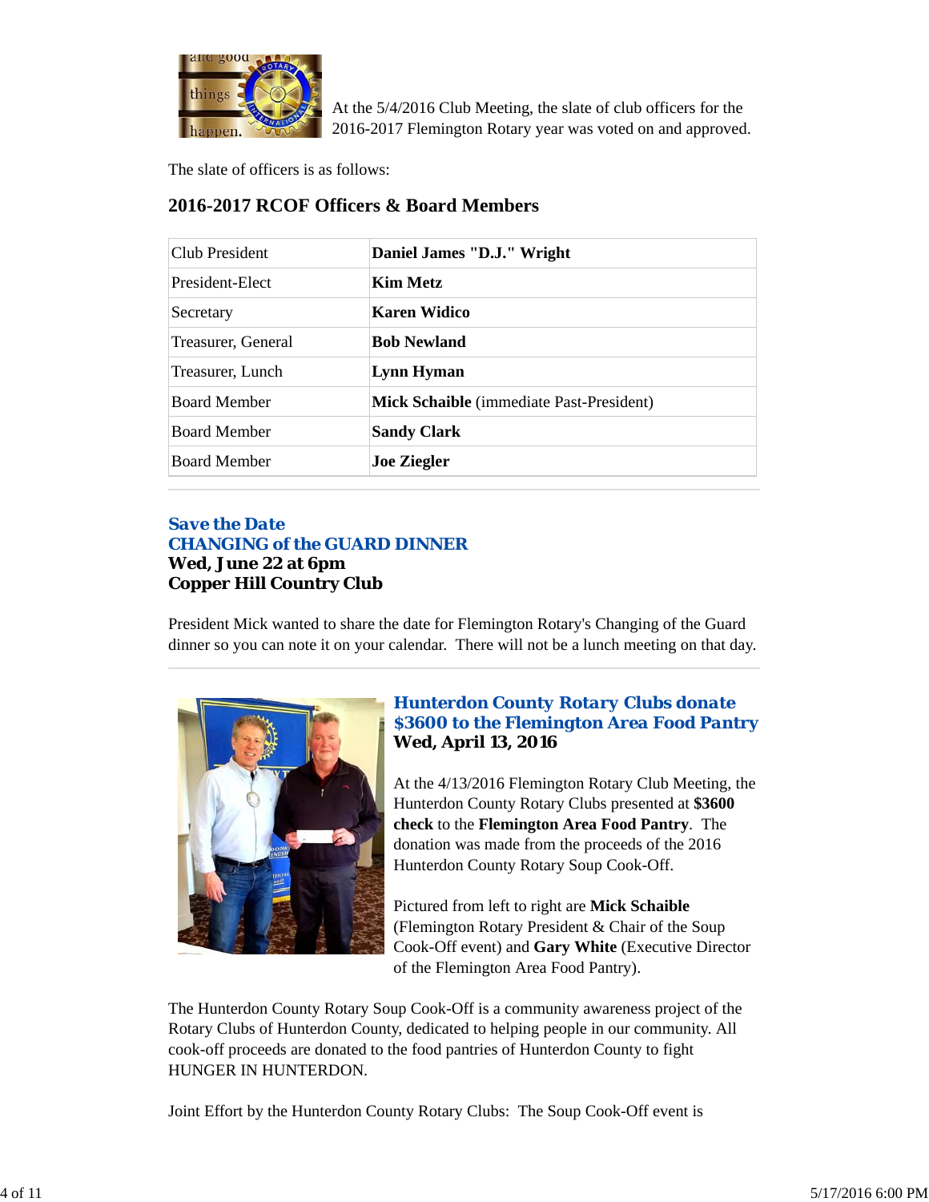At the 5/4/2016 Club Meeting, the slate of club officers for the 2016-2017 Flemington Rotary year was voted on and approved.

The slate of officers is as follows:

### 2016-2017 RCOF Officers & Board Members

| | |
|---|---|
| Club President | **Daniel James "D.J." Wright** |
| President-Elect | **Kim Metz** |
| Secretary | **Karen Widico** |
| Treasurer, General | **Bob Newland** |
| Treasurer, Lunch | **Lynn Hyman** |
| Board Member | **Mick Schaible** (immediate Past-President) |
| Board Member | **Sandy Clark** |
| Board Member | **Joe Ziegler** |

### Save the Date
### CHANGING of the GUARD DINNER
**Wed, June 22 at 6pm**
**Copper Hill Country Club**

President Mick wanted to share the date for Flemington Rotary's Changing of the Guard dinner so you can note it on your calendar. There will not be a lunch meeting on that day.

### Hunterdon County Rotary Clubs donate $3600 to the Flemington Area Food Pantry
**Wed, April 13, 2016**

At the 4/13/2016 Flemington Rotary Club Meeting, the Hunterdon County Rotary Clubs presented at **$3600 check** to the **Flemington Area Food Pantry**. The donation was made from the proceeds of the 2016 Hunterdon County Rotary Soup Cook-Off.

Pictured from left to right are **Mick Schaible** (Flemington Rotary President & Chair of the Soup Cook-Off event) and **Gary White** (Executive Director of the Flemington Area Food Pantry).

The Hunterdon County Rotary Soup Cook-Off is a community awareness project of the Rotary Clubs of Hunterdon County, dedicated to helping people in our community. All cook-off proceeds are donated to the food pantries of Hunterdon County to fight HUNGER IN HUNTERDON.

Joint Effort by the Hunterdon County Rotary Clubs: The Soup Cook-Off event is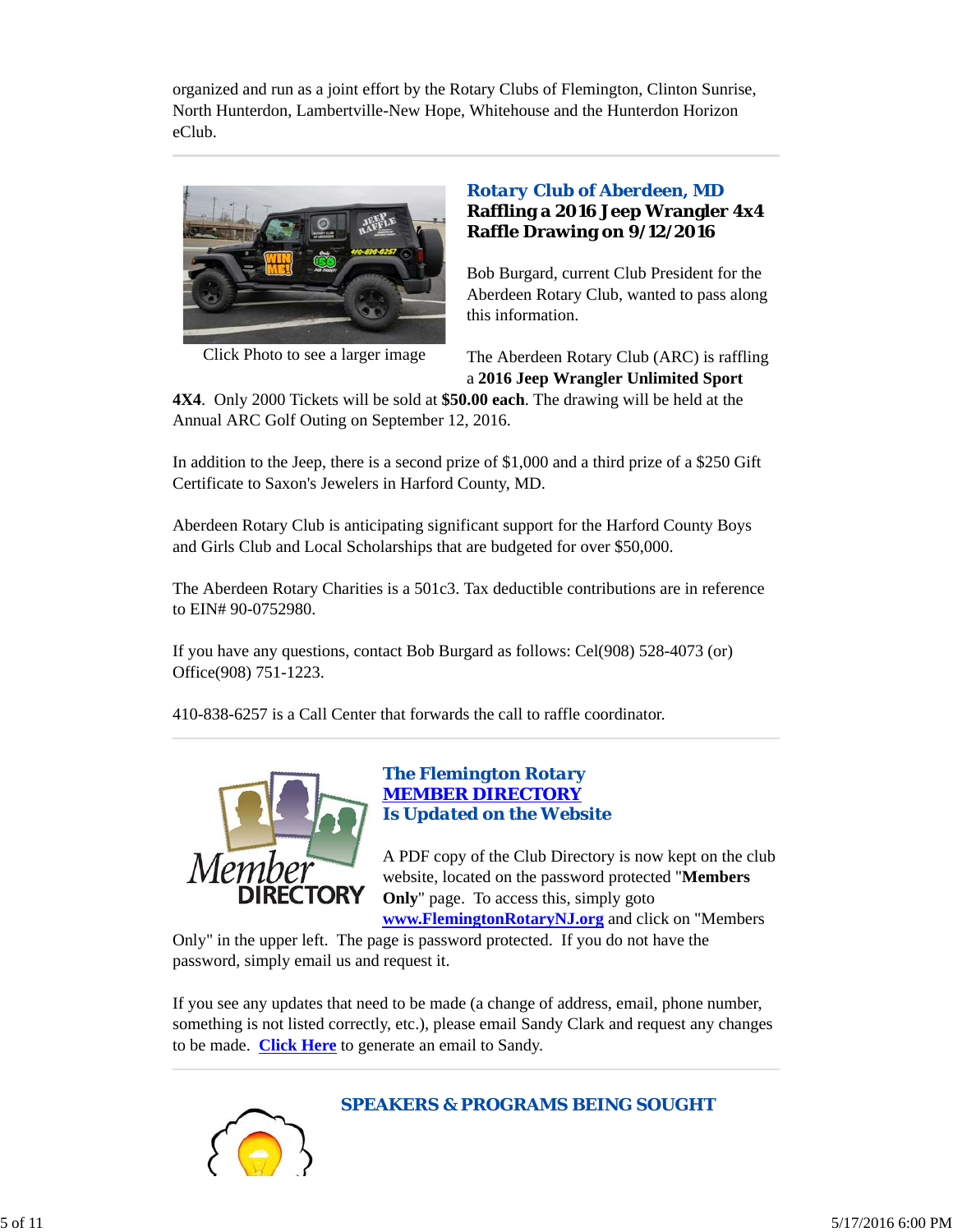organized and run as a joint effort by the Rotary Clubs of Flemington, Clinton Sunrise, North Hunterdon, Lambertville-New Hope, Whitehouse and the Hunterdon Horizon eClub.

---

Click Photo to see a larger image

### Rotary Club of Aberdeen, MD
### Raffling a 2016 Jeep Wrangler 4x4
### Raffle Drawing on 9/12/2016

Bob Burgard, current Club President for the Aberdeen Rotary Club, wanted to pass along this information.

The Aberdeen Rotary Club (ARC) is raffling a **2016 Jeep Wrangler Unlimited Sport 4X4**. Only 2000 Tickets will be sold at **$50.00 each**. The drawing will be held at the Annual ARC Golf Outing on September 12, 2016.

In addition to the Jeep, there is a second prize of $1,000 and a third prize of a $250 Gift Certificate to Saxon's Jewelers in Harford County, MD.

Aberdeen Rotary Club is anticipating significant support for the Harford County Boys and Girls Club and Local Scholarships that are budgeted for over $50,000.

The Aberdeen Rotary Charities is a 501c3. Tax deductible contributions are in reference to EIN# 90-0752980.

If you have any questions, contact Bob Burgard as follows: Cel(908) 528-4073 (or) Office(908) 751-1223.

410-838-6257 is a Call Center that forwards the call to raffle coordinator.

---

### The Flemington Rotary MEMBER DIRECTORY Is Updated on the Website

A PDF copy of the Club Directory is now kept on the club website, located on the password protected "**Members Only**" page. To access this, simply goto **www.FlemingtonRotaryNJ.org** and click on "Members Only" in the upper left. The page is password protected. If you do not have the password, simply email us and request it.

If you see any updates that need to be made (a change of address, email, phone number, something is not listed correctly, etc.), please email Sandy Clark and request any changes to be made. **Click Here** to generate an email to Sandy.

---

### SPEAKERS & PROGRAMS BEING SOUGHT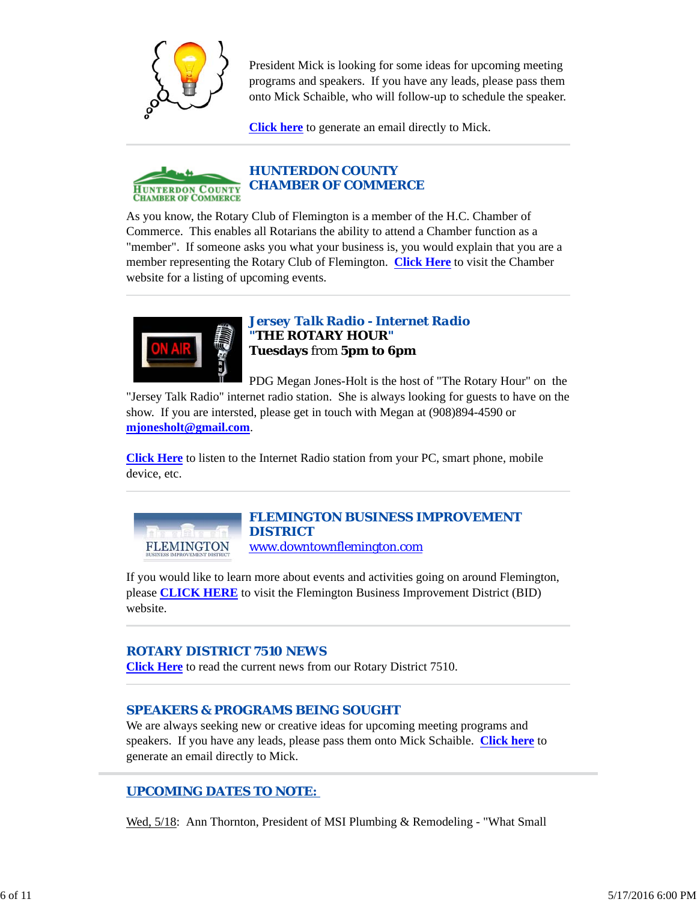President Mick is looking for some ideas for upcoming meeting programs and speakers. If you have any leads, please pass them onto Mick Schaible, who will follow-up to schedule the speaker.

**Click here** to generate an email directly to Mick.

---

## HUNTERDON COUNTY CHAMBER OF COMMERCE

As you know, the Rotary Club of Flemington is a member of the H.C. Chamber of Commerce. This enables all Rotarians the ability to attend a Chamber function as a "member". If someone asks you what your business is, you would explain that you are a member representing the Rotary Club of Flemington. **Click Here** to visit the Chamber website for a listing of upcoming events.

---

## *Jersey Talk Radio - Internet Radio*

**"THE ROTARY HOUR"**
**Tuesdays** from **5pm to 6pm**

PDG Megan Jones-Holt is the host of "The Rotary Hour" on the "Jersey Talk Radio" internet radio station. She is always looking for guests to have on the show. If you are intersted, please get in touch with Megan at (908)894-4590 or **mjonesholt@gmail.com**.

**Click Here** to listen to the Internet Radio station from your PC, smart phone, mobile device, etc.

---

## FLEMINGTON BUSINESS IMPROVEMENT DISTRICT

www.downtownflemington.com

If you would like to learn more about events and activities going on around Flemington, please **CLICK HERE** to visit the Flemington Business Improvement District (BID) website.

---

## ROTARY DISTRICT 7510 NEWS

**Click Here** to read the current news from our Rotary District 7510.

---

## SPEAKERS & PROGRAMS BEING SOUGHT

We are always seeking new or creative ideas for upcoming meeting programs and speakers. If you have any leads, please pass them onto Mick Schaible. **Click here** to generate an email directly to Mick.

---

## UPCOMING DATES TO NOTE:

Wed, 5/18: Ann Thornton, President of MSI Plumbing & Remodeling - "What Small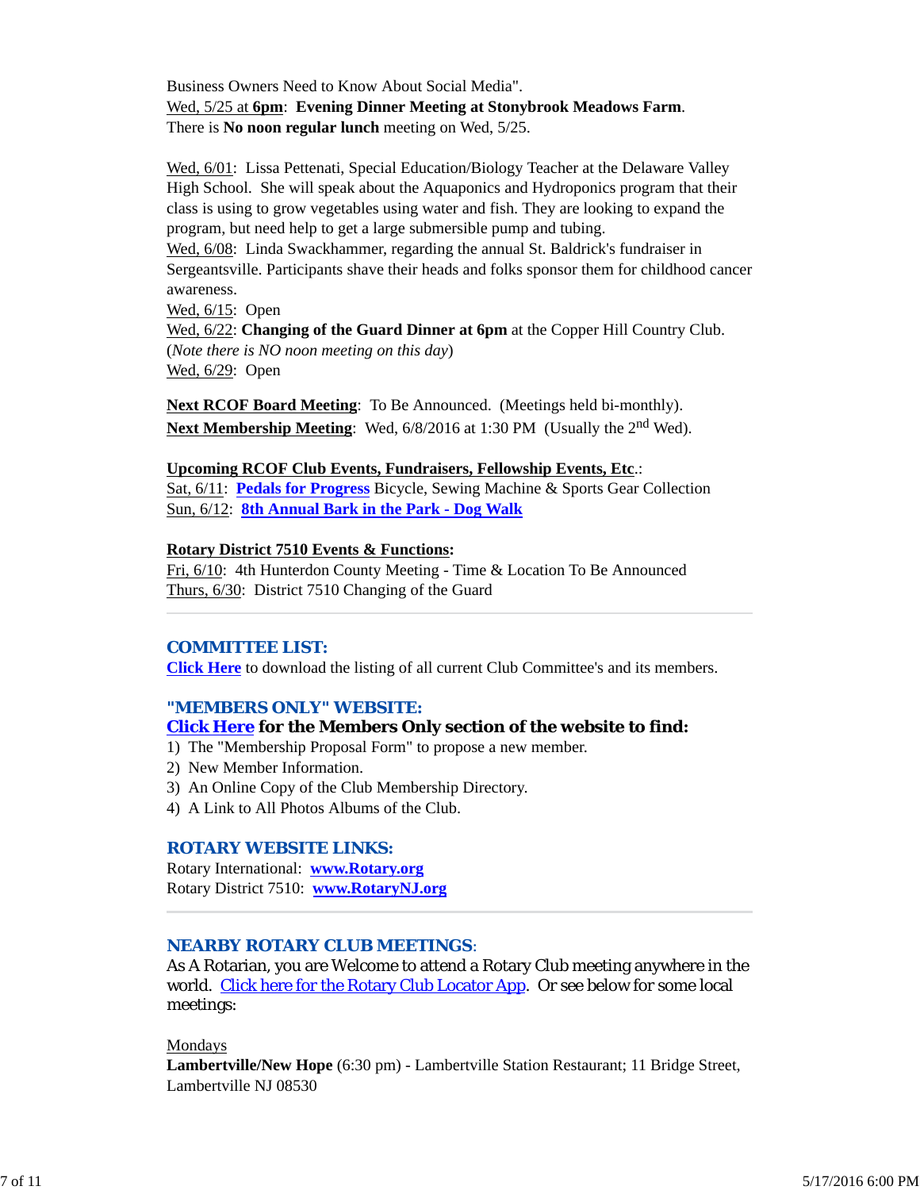Business Owners Need to Know About Social Media".
Wed, 5/25 at **6pm**: **Evening Dinner Meeting at Stonybrook Meadows Farm**.
There is **No noon regular lunch** meeting on Wed, 5/25.

Wed, 6/01: Lissa Pettenati, Special Education/Biology Teacher at the Delaware Valley High School. She will speak about the Aquaponics and Hydroponics program that their class is using to grow vegetables using water and fish. They are looking to expand the program, but need help to get a large submersible pump and tubing.
Wed, 6/08: Linda Swackhammer, regarding the annual St. Baldrick's fundraiser in Sergeantsville. Participants shave their heads and folks sponsor them for childhood cancer awareness.
Wed, 6/15: Open
Wed, 6/22: **Changing of the Guard Dinner at 6pm** at the Copper Hill Country Club. (*Note there is NO noon meeting on this day*)
Wed, 6/29: Open

**Next RCOF Board Meeting**: To Be Announced. (Meetings held bi-monthly).
**Next Membership Meeting**: Wed, 6/8/2016 at 1:30 PM (Usually the 2nd Wed).

**Upcoming RCOF Club Events, Fundraisers, Fellowship Events, Etc.**:
Sat, 6/11: **Pedals for Progress** Bicycle, Sewing Machine & Sports Gear Collection
Sun, 6/12: **8th Annual Bark in the Park - Dog Walk**

**Rotary District 7510 Events & Functions:**
Fri, 6/10: 4th Hunterdon County Meeting - Time & Location To Be Announced
Thurs, 6/30: District 7510 Changing of the Guard

---

## COMMITTEE LIST:

**Click Here** to download the listing of all current Club Committee's and its members.

## "MEMBERS ONLY" WEBSITE:

**Click Here for the Members Only section of the website to find:**

1) The "Membership Proposal Form" to propose a new member.
2) New Member Information.
3) An Online Copy of the Club Membership Directory.
4) A Link to All Photos Albums of the Club.

## ROTARY WEBSITE LINKS:

Rotary International: **www.Rotary.org**
Rotary District 7510: **www.RotaryNJ.org**

---

## NEARBY ROTARY CLUB MEETINGS:

As A Rotarian, you are Welcome to attend a Rotary Club meeting anywhere in the world. Click here for the Rotary Club Locator App. Or see below for some local meetings:

Mondays
**Lambertville/New Hope** (6:30 pm) - Lambertville Station Restaurant; 11 Bridge Street, Lambertville NJ 08530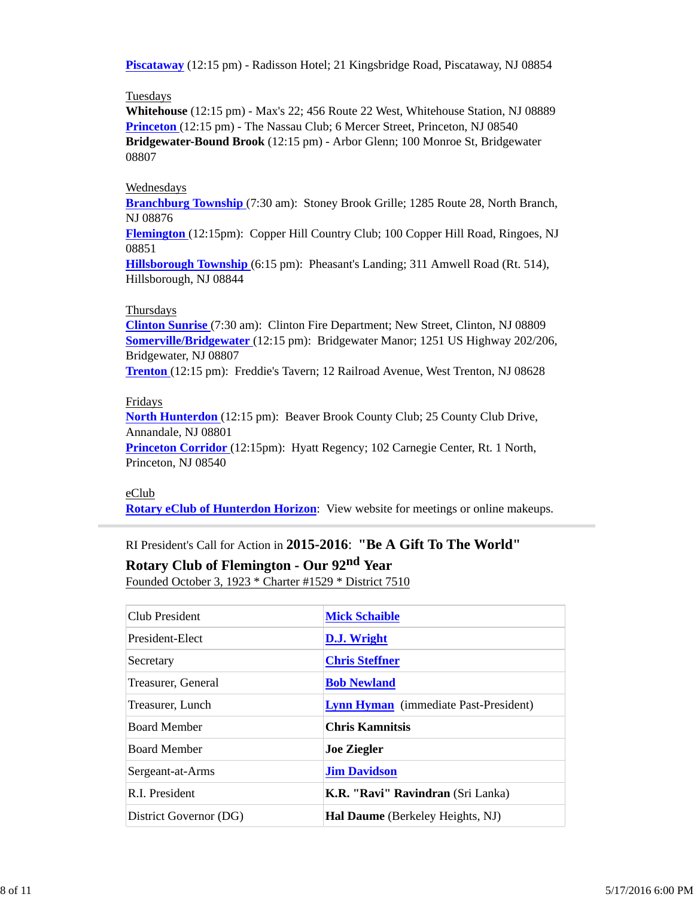**Piscataway** (12:15 pm) - Radisson Hotel; 21 Kingsbridge Road, Piscataway, NJ 08854

Tuesdays

**Whitehouse** (12:15 pm) - Max's 22; 456 Route 22 West, Whitehouse Station, NJ 08889

**Princeton** (12:15 pm) - The Nassau Club; 6 Mercer Street, Princeton, NJ 08540

**Bridgewater-Bound Brook** (12:15 pm) - Arbor Glenn; 100 Monroe St, Bridgewater 08807

Wednesdays

**Branchburg Township** (7:30 am): Stoney Brook Grille; 1285 Route 28, North Branch, NJ 08876

**Flemington** (12:15pm): Copper Hill Country Club; 100 Copper Hill Road, Ringoes, NJ 08851

**Hillsborough Township** (6:15 pm): Pheasant's Landing; 311 Amwell Road (Rt. 514), Hillsborough, NJ 08844

Thursdays

**Clinton Sunrise** (7:30 am): Clinton Fire Department; New Street, Clinton, NJ 08809

**Somerville/Bridgewater** (12:15 pm): Bridgewater Manor; 1251 US Highway 202/206, Bridgewater, NJ 08807

**Trenton** (12:15 pm): Freddie's Tavern; 12 Railroad Avenue, West Trenton, NJ 08628

Fridays

**North Hunterdon** (12:15 pm): Beaver Brook County Club; 25 County Club Drive, Annandale, NJ 08801

**Princeton Corridor** (12:15pm): Hyatt Regency; 102 Carnegie Center, Rt. 1 North, Princeton, NJ 08540

eClub

**Rotary eClub of Hunterdon Horizon**: View website for meetings or online makeups.

---

RI President's Call for Action in **2015-2016**: **"Be A Gift To The World"**

**Rotary Club of Flemington - Our 92nd Year**

Founded October 3, 1923 * Charter #1529 * District 7510

| | |
|---|---|
| Club President | **Mick Schaible** |
| President-Elect | **D.J. Wright** |
| Secretary | **Chris Steffner** |
| Treasurer, General | **Bob Newland** |
| Treasurer, Lunch | **Lynn Hyman** (immediate Past-President) |
| Board Member | **Chris Kamnitsis** |
| Board Member | **Joe Ziegler** |
| Sergeant-at-Arms | **Jim Davidson** |
| R.I. President | **K.R. "Ravi" Ravindran** (Sri Lanka) |
| District Governor (DG) | **Hal Daume** (Berkeley Heights, NJ) |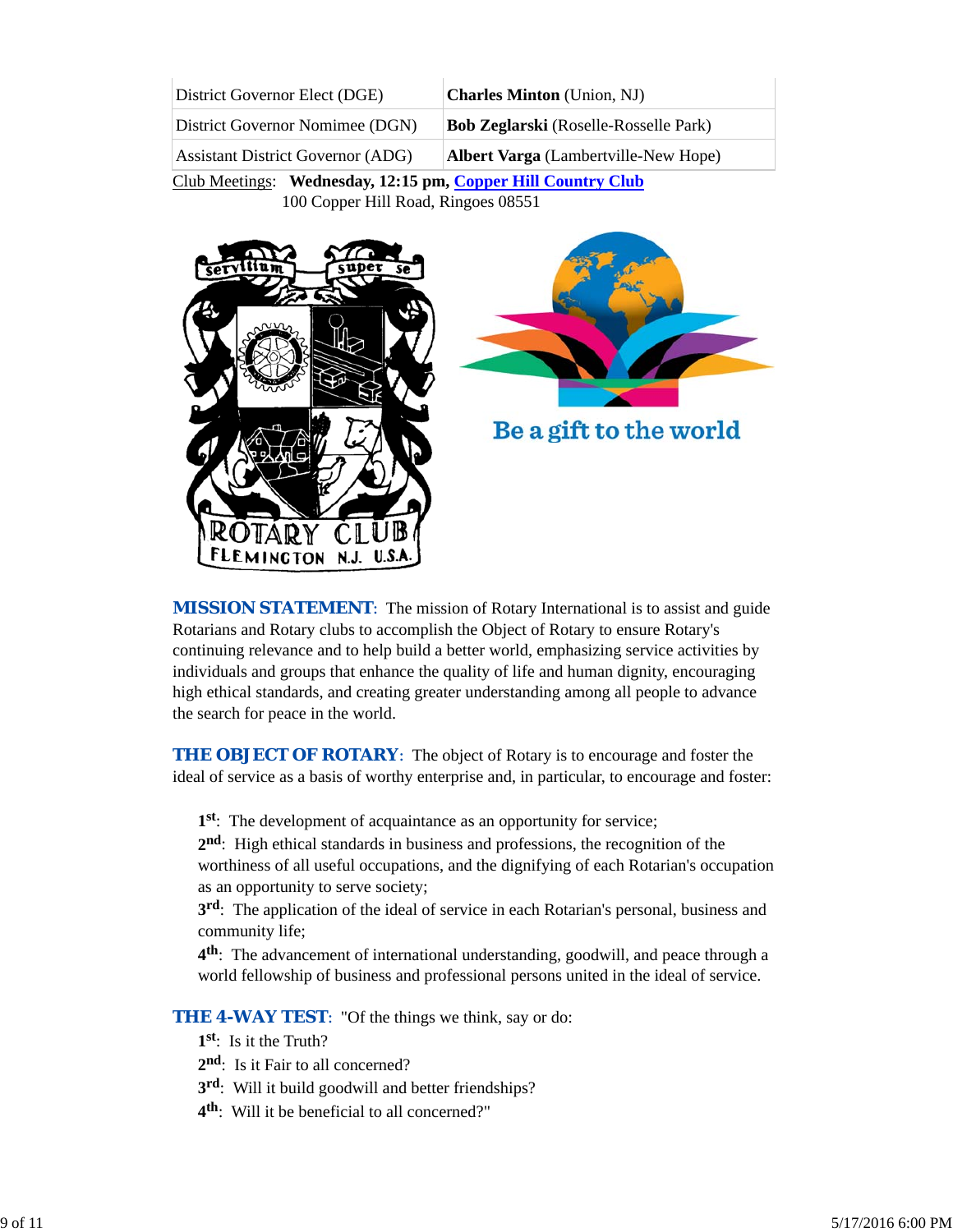| | |
|---|---|
| District Governor Elect (DGE) | **Charles Minton** (Union, NJ) |
| District Governor Nomimee (DGN) | **Bob Zeglarski** (Roselle-Rosselle Park) |
| Assistant District Governor (ADG) | **Albert Varga** (Lambertville-New Hope) |

Club Meetings: **Wednesday, 12:15 pm, Copper Hill Country Club**
100 Copper Hill Road, Ringoes 08551

**MISSION STATEMENT**: The mission of Rotary International is to assist and guide Rotarians and Rotary clubs to accomplish the Object of Rotary to ensure Rotary's continuing relevance and to help build a better world, emphasizing service activities by individuals and groups that enhance the quality of life and human dignity, encouraging high ethical standards, and creating greater understanding among all people to advance the search for peace in the world.

**THE OBJECT OF ROTARY**: The object of Rotary is to encourage and foster the ideal of service as a basis of worthy enterprise and, in particular, to encourage and foster:

**1st**: The development of acquaintance as an opportunity for service;
**2nd**: High ethical standards in business and professions, the recognition of the worthiness of all useful occupations, and the dignifying of each Rotarian's occupation as an opportunity to serve society;
**3rd**: The application of the ideal of service in each Rotarian's personal, business and community life;
**4th**: The advancement of international understanding, goodwill, and peace through a world fellowship of business and professional persons united in the ideal of service.

**THE 4-WAY TEST**: "Of the things we think, say or do:
**1st**: Is it the Truth?
**2nd**: Is it Fair to all concerned?
**3rd**: Will it build goodwill and better friendships?
**4th**: Will it be beneficial to all concerned?"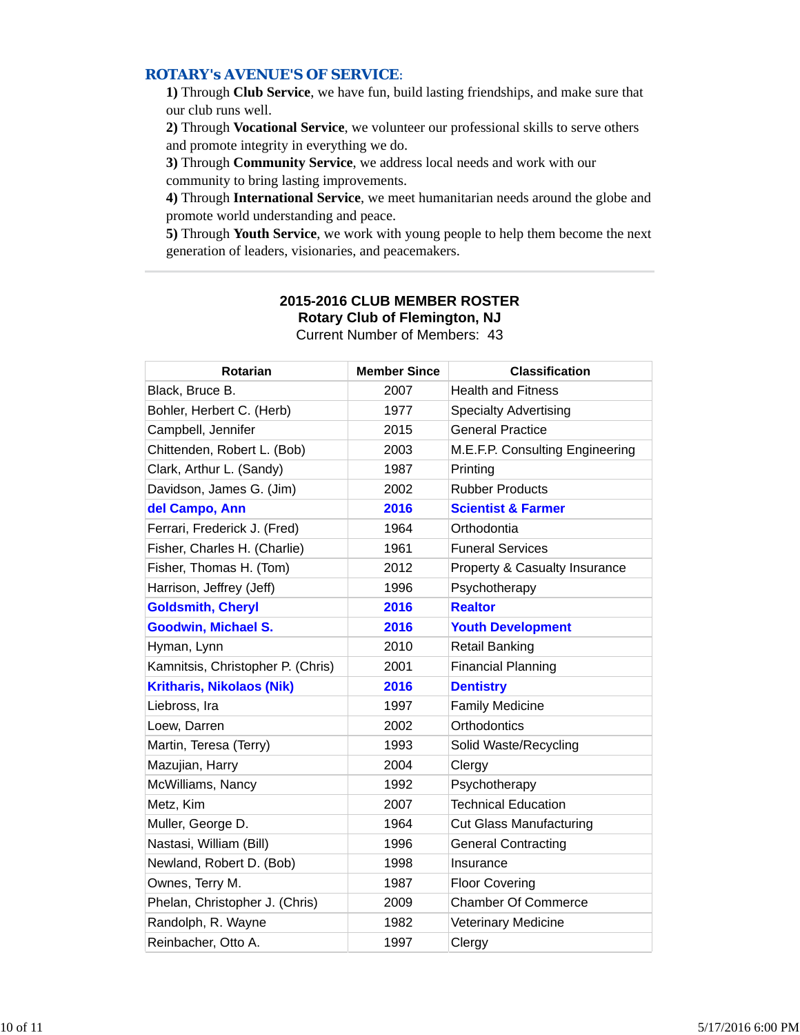## ROTARY's AVENUE'S OF SERVICE:

**1)** Through **Club Service**, we have fun, build lasting friendships, and make sure that our club runs well.
**2)** Through **Vocational Service**, we volunteer our professional skills to serve others and promote integrity in everything we do.
**3)** Through **Community Service**, we address local needs and work with our community to bring lasting improvements.
**4)** Through **International Service**, we meet humanitarian needs around the globe and promote world understanding and peace.
**5)** Through **Youth Service**, we work with young people to help them become the next generation of leaders, visionaries, and peacemakers.

---

**2015-2016 CLUB MEMBER ROSTER**
**Rotary Club of Flemington, NJ**
Current Number of Members: 43

| Rotarian | Member Since | Classification |
|---|---|---|
| Black, Bruce B. | 2007 | Health and Fitness |
| Bohler, Herbert C. (Herb) | 1977 | Specialty Advertising |
| Campbell, Jennifer | 2015 | General Practice |
| Chittenden, Robert L. (Bob) | 2003 | M.E.F.P. Consulting Engineering |
| Clark, Arthur L. (Sandy) | 1987 | Printing |
| Davidson, James G. (Jim) | 2002 | Rubber Products |
| **del Campo, Ann** | **2016** | **Scientist & Farmer** |
| Ferrari, Frederick J. (Fred) | 1964 | Orthodontia |
| Fisher, Charles H. (Charlie) | 1961 | Funeral Services |
| Fisher, Thomas H. (Tom) | 2012 | Property & Casualty Insurance |
| Harrison, Jeffrey (Jeff) | 1996 | Psychotherapy |
| **Goldsmith, Cheryl** | **2016** | **Realtor** |
| **Goodwin, Michael S.** | **2016** | **Youth Development** |
| Hyman, Lynn | 2010 | Retail Banking |
| Kamnitsis, Christopher P. (Chris) | 2001 | Financial Planning |
| **Kritharis, Nikolaos (Nik)** | **2016** | **Dentistry** |
| Liebross, Ira | 1997 | Family Medicine |
| Loew, Darren | 2002 | Orthodontics |
| Martin, Teresa (Terry) | 1993 | Solid Waste/Recycling |
| Mazujian, Harry | 2004 | Clergy |
| McWilliams, Nancy | 1992 | Psychotherapy |
| Metz, Kim | 2007 | Technical Education |
| Muller, George D. | 1964 | Cut Glass Manufacturing |
| Nastasi, William (Bill) | 1996 | General Contracting |
| Newland, Robert D. (Bob) | 1998 | Insurance |
| Ownes, Terry M. | 1987 | Floor Covering |
| Phelan, Christopher J. (Chris) | 2009 | Chamber Of Commerce |
| Randolph, R. Wayne | 1982 | Veterinary Medicine |
| Reinbacher, Otto A. | 1997 | Clergy |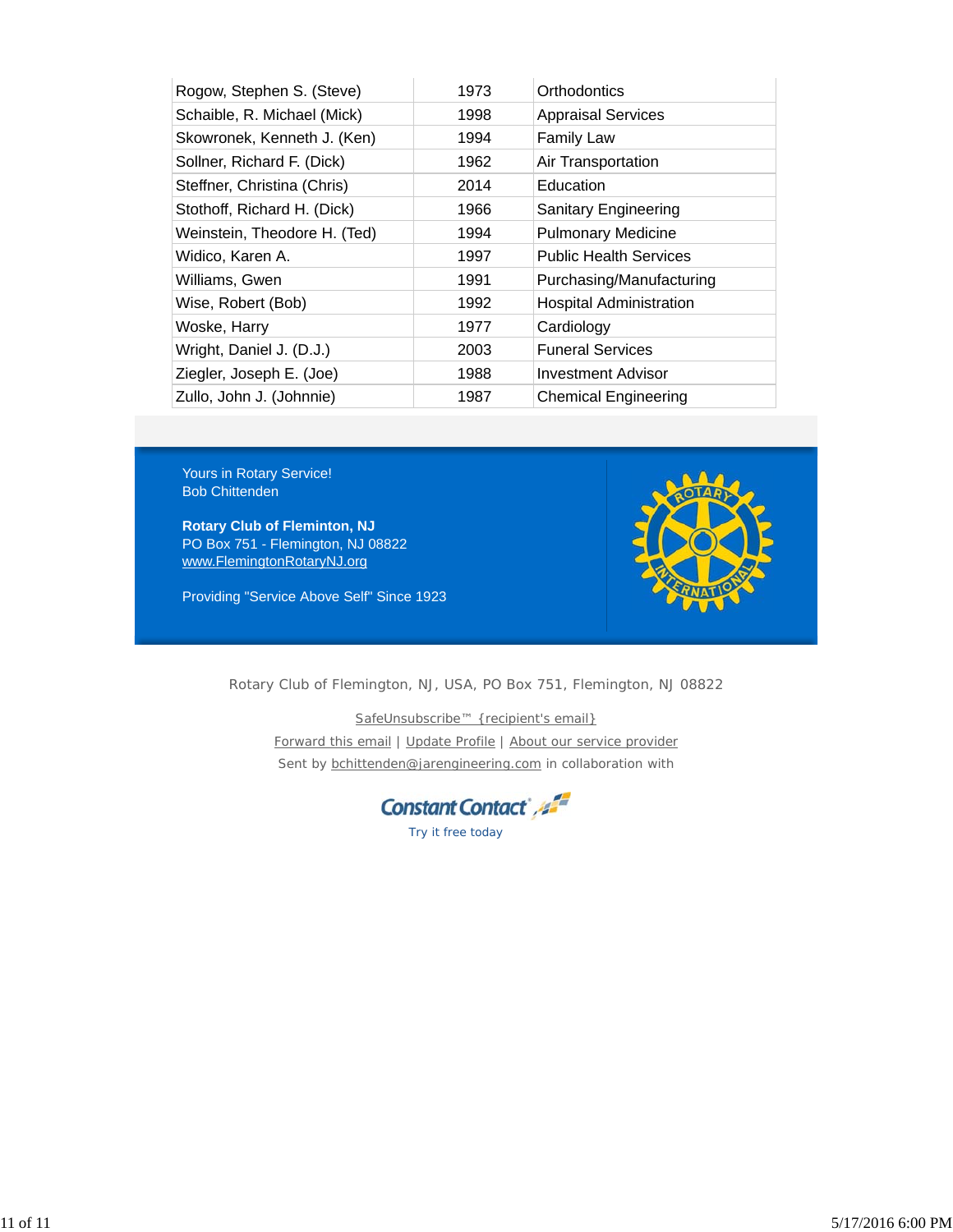| | | |
|---|---|---|
| Rogow, Stephen S. (Steve) | 1973 | Orthodontics |
| Schaible, R. Michael (Mick) | 1998 | Appraisal Services |
| Skowronek, Kenneth J. (Ken) | 1994 | Family Law |
| Sollner, Richard F. (Dick) | 1962 | Air Transportation |
| Steffner, Christina (Chris) | 2014 | Education |
| Stothoff, Richard H. (Dick) | 1966 | Sanitary Engineering |
| Weinstein, Theodore H. (Ted) | 1994 | Pulmonary Medicine |
| Widico, Karen A. | 1997 | Public Health Services |
| Williams, Gwen | 1991 | Purchasing/Manufacturing |
| Wise, Robert (Bob) | 1992 | Hospital Administration |
| Woske, Harry | 1977 | Cardiology |
| Wright, Daniel J. (D.J.) | 2003 | Funeral Services |
| Ziegler, Joseph E. (Joe) | 1988 | Investment Advisor |
| Zullo, John J. (Johnnie) | 1987 | Chemical Engineering |

Yours in Rotary Service!
Bob Chittenden

**Rotary Club of Fleminton, NJ**
PO Box 751 - Flemington, NJ 08822
www.FlemingtonRotaryNJ.org

Providing "Service Above Self" Since 1923

Rotary Club of Flemington, NJ, USA, PO Box 751, Flemington, NJ 08822

SafeUnsubscribe™ {recipient's email}

Forward this email | Update Profile | About our service provider

Sent by bchittenden@jarengineering.com in collaboration with

Constant Contact

Try it free today